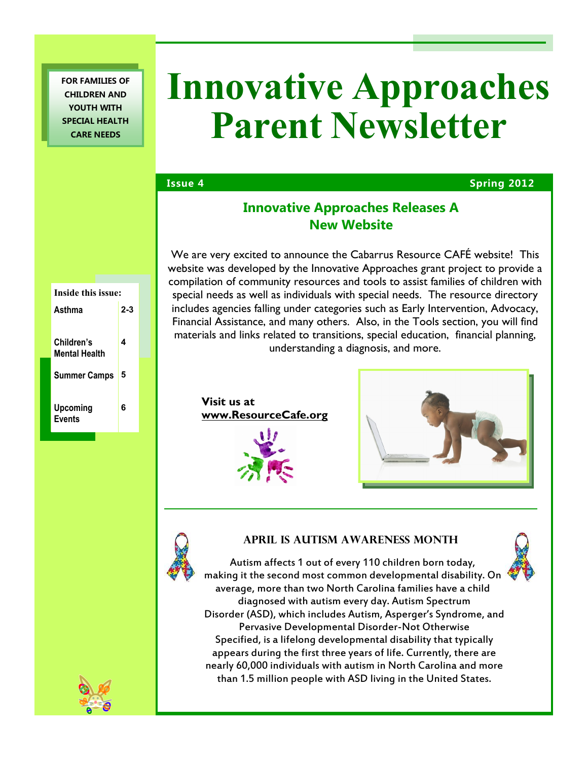**FOR FAMILIES OF CHILDREN AND YOUTH WITH SPECIAL HEALTH CARE NEEDS**

# Innovative Approaches Parent Newsletter

**Issue 4** **Spring 2012**

| Inside this issue: | |
|---|---|
| Asthma | 2-3 |
| Children's Mental Health | 4 |
| Summer Camps | 5 |
| Upcoming Events | 6 |

## Innovative Approaches Releases A New Website

We are very excited to announce the Cabarrus Resource CAFÉ website! This website was developed by the Innovative Approaches grant project to provide a compilation of community resources and tools to assist families of children with special needs as well as individuals with special needs. The resource directory includes agencies falling under categories such as Early Intervention, Advocacy, Financial Assistance, and many others. Also, in the Tools section, you will find materials and links related to transitions, special education, financial planning, understanding a diagnosis, and more.

**Visit us at**
**www.ResourceCafe.org**

## April is Autism Awareness Month

Autism affects 1 out of every 110 children born today, making it the second most common developmental disability. On average, more than two North Carolina families have a child diagnosed with autism every day. Autism Spectrum Disorder (ASD), which includes Autism, Asperger's Syndrome, and Pervasive Developmental Disorder-Not Otherwise Specified, is a lifelong developmental disability that typically appears during the first three years of life. Currently, there are nearly 60,000 individuals with autism in North Carolina and more than 1.5 million people with ASD living in the United States.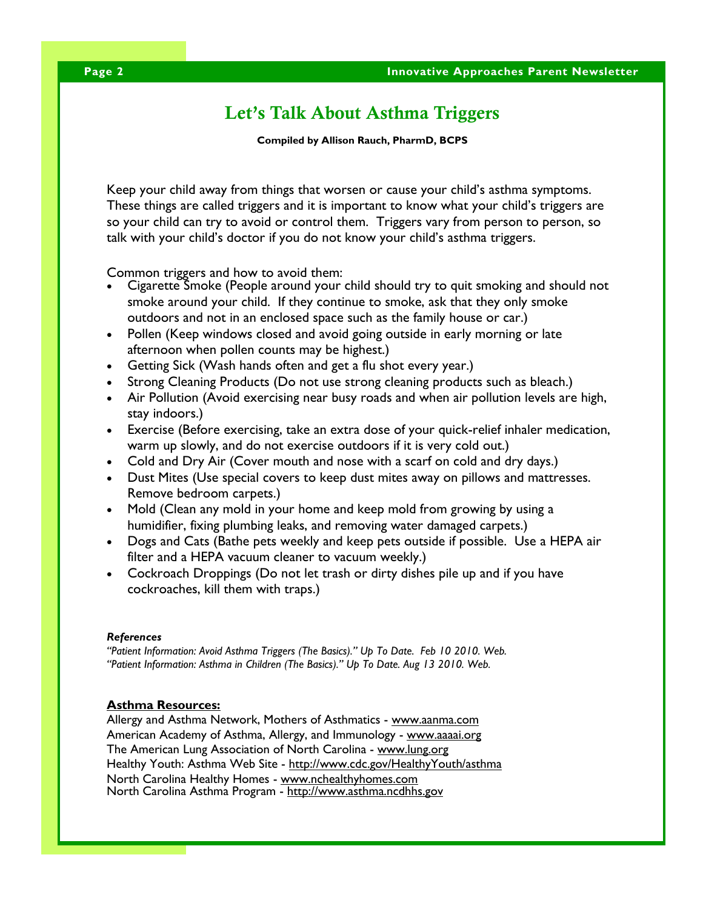# Let's Talk About Asthma Triggers

**Compiled by Allison Rauch, PharmD, BCPS**

Keep your child away from things that worsen or cause your child's asthma symptoms. These things are called triggers and it is important to know what your child's triggers are so your child can try to avoid or control them. Triggers vary from person to person, so talk with your child's doctor if you do not know your child's asthma triggers.

Common triggers and how to avoid them:

- Cigarette Smoke (People around your child should try to quit smoking and should not smoke around your child. If they continue to smoke, ask that they only smoke outdoors and not in an enclosed space such as the family house or car.)
- Pollen (Keep windows closed and avoid going outside in early morning or late afternoon when pollen counts may be highest.)
- Getting Sick (Wash hands often and get a flu shot every year.)
- Strong Cleaning Products (Do not use strong cleaning products such as bleach.)
- Air Pollution (Avoid exercising near busy roads and when air pollution levels are high, stay indoors.)
- Exercise (Before exercising, take an extra dose of your quick-relief inhaler medication, warm up slowly, and do not exercise outdoors if it is very cold out.)
- Cold and Dry Air (Cover mouth and nose with a scarf on cold and dry days.)
- Dust Mites (Use special covers to keep dust mites away on pillows and mattresses. Remove bedroom carpets.)
- Mold (Clean any mold in your home and keep mold from growing by using a humidifier, fixing plumbing leaks, and removing water damaged carpets.)
- Dogs and Cats (Bathe pets weekly and keep pets outside if possible. Use a HEPA air filter and a HEPA vacuum cleaner to vacuum weekly.)
- Cockroach Droppings (Do not let trash or dirty dishes pile up and if you have cockroaches, kill them with traps.)

***References***

*"Patient Information: Avoid Asthma Triggers (The Basics)." Up To Date. Feb 10 2010. Web.*
*"Patient Information: Asthma in Children (The Basics)." Up To Date. Aug 13 2010. Web.*

**Asthma Resources:**

Allergy and Asthma Network, Mothers of Asthmatics - www.aanma.com
American Academy of Asthma, Allergy, and Immunology - www.aaaai.org
The American Lung Association of North Carolina - www.lung.org
Healthy Youth: Asthma Web Site - http://www.cdc.gov/HealthyYouth/asthma
North Carolina Healthy Homes - www.nchealthyhomes.com
North Carolina Asthma Program - http://www.asthma.ncdhhs.gov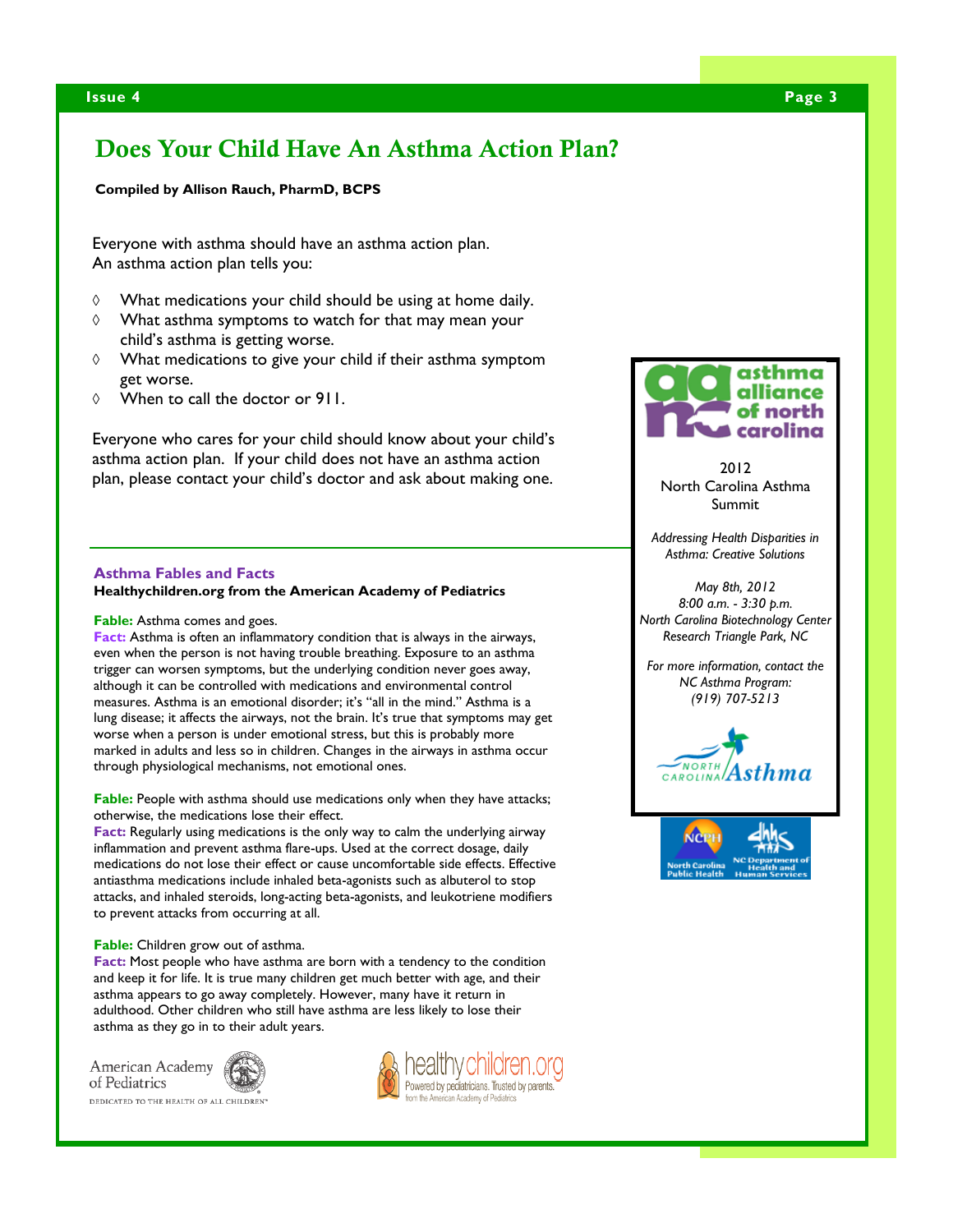# Does Your Child Have An Asthma Action Plan?

**Compiled by Allison Rauch, PharmD, BCPS**

Everyone with asthma should have an asthma action plan.
An asthma action plan tells you:

- What medications your child should be using at home daily.
- What asthma symptoms to watch for that may mean your child's asthma is getting worse.
- What medications to give your child if their asthma symptom get worse.
- When to call the doctor or 911.

Everyone who cares for your child should know about your child's asthma action plan. If your child does not have an asthma action plan, please contact your child's doctor and ask about making one.

## Asthma Fables and Facts

**Healthychildren.org from the American Academy of Pediatrics**

**Fable:** Asthma comes and goes.
**Fact:** Asthma is often an inflammatory condition that is always in the airways, even when the person is not having trouble breathing. Exposure to an asthma trigger can worsen symptoms, but the underlying condition never goes away, although it can be controlled with medications and environmental control measures. Asthma is an emotional disorder; it's "all in the mind." Asthma is a lung disease; it affects the airways, not the brain. It's true that symptoms may get worse when a person is under emotional stress, but this is probably more marked in adults and less so in children. Changes in the airways in asthma occur through physiological mechanisms, not emotional ones.

**Fable:** People with asthma should use medications only when they have attacks; otherwise, the medications lose their effect.
**Fact:** Regularly using medications is the only way to calm the underlying airway inflammation and prevent asthma flare-ups. Used at the correct dosage, daily medications do not lose their effect or cause uncomfortable side effects. Effective antiasthma medications include inhaled beta-agonists such as albuterol to stop attacks, and inhaled steroids, long-acting beta-agonists, and leukotriene modifiers to prevent attacks from occurring at all.

**Fable:** Children grow out of asthma.
**Fact:** Most people who have asthma are born with a tendency to the condition and keep it for life. It is true many children get much better with age, and their asthma appears to go away completely. However, many have it return in adulthood. Other children who still have asthma are less likely to lose their asthma as they go in to their adult years.

American Academy of Pediatrics
DEDICATED TO THE HEALTH OF ALL CHILDREN™

healthychildren.org
Powered by pediatricians. Trusted by parents.
from the American Academy of Pediatrics

---

asthma alliance of north carolina

2012
North Carolina Asthma Summit

*Addressing Health Disparities in Asthma: Creative Solutions*

*May 8th, 2012*
*8:00 a.m. - 3:30 p.m.*
*North Carolina Biotechnology Center*
*Research Triangle Park, NC*

*For more information, contact the NC Asthma Program:*
*(919) 707-5213*

North Carolina Asthma

NCPH North Carolina Public Health
NC Department of Health and Human Services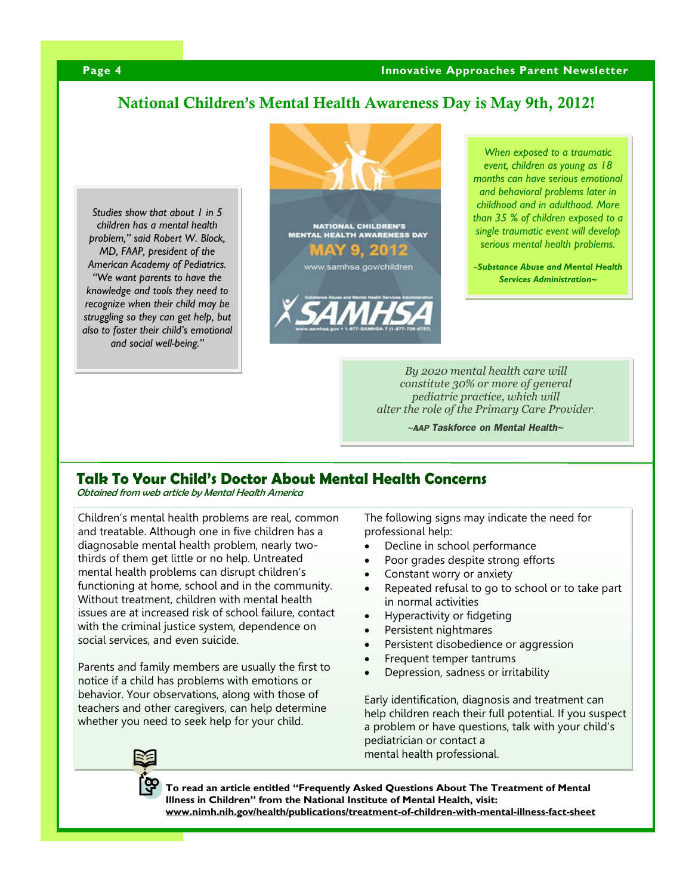# National Children's Mental Health Awareness Day is May 9th, 2012!

*Studies show that about 1 in 5 children has a mental health problem," said Robert W. Block, MD, FAAP, president of the American Academy of Pediatrics. "We want parents to have the knowledge and tools they need to recognize when their child may be struggling so they can get help, but also to foster their child's emotional and social well-being."*

NATIONAL CHILDREN'S MENTAL HEALTH AWARENESS DAY

MAY 9, 2012

www.samhsa.gov/children

SAMHSA

Substance Abuse and Mental Health Services Administration

www.samhsa.gov • 1-877-SAMHSA-7 (1-877-726-4727)

*When exposed to a traumatic event, children as young as 18 months can have serious emotional and behavioral problems later in childhood and in adulthood. More than 35 % of children exposed to a single traumatic event will develop serious mental health problems.*

***~Substance Abuse and Mental Health Services Administration~***

*By 2020 mental health care will constitute 30% or more of general pediatric practice, which will alter the role of the Primary Care Provider.*

***~AAP Taskforce on Mental Health~***

## Talk To Your Child's Doctor About Mental Health Concerns

***Obtained from web article by Mental Health America***

Children's mental health problems are real, common and treatable. Although one in five children has a diagnosable mental health problem, nearly two-thirds of them get little or no help. Untreated mental health problems can disrupt children's functioning at home, school and in the community. Without treatment, children with mental health issues are at increased risk of school failure, contact with the criminal justice system, dependence on social services, and even suicide.

Parents and family members are usually the first to notice if a child has problems with emotions or behavior. Your observations, along with those of teachers and other caregivers, can help determine whether you need to seek help for your child.

The following signs may indicate the need for professional help:

- Decline in school performance
- Poor grades despite strong efforts
- Constant worry or anxiety
- Repeated refusal to go to school or to take part in normal activities
- Hyperactivity or fidgeting
- Persistent nightmares
- Persistent disobedience or aggression
- Frequent temper tantrums
- Depression, sadness or irritability

Early identification, diagnosis and treatment can help children reach their full potential. If you suspect a problem or have questions, talk with your child's pediatrician or contact a mental health professional.

**To read an article entitled "Frequently Asked Questions About The Treatment of Mental Illness in Children" from the National Institute of Mental Health, visit: www.nimh.nih.gov/health/publications/treatment-of-children-with-mental-illness-fact-sheet**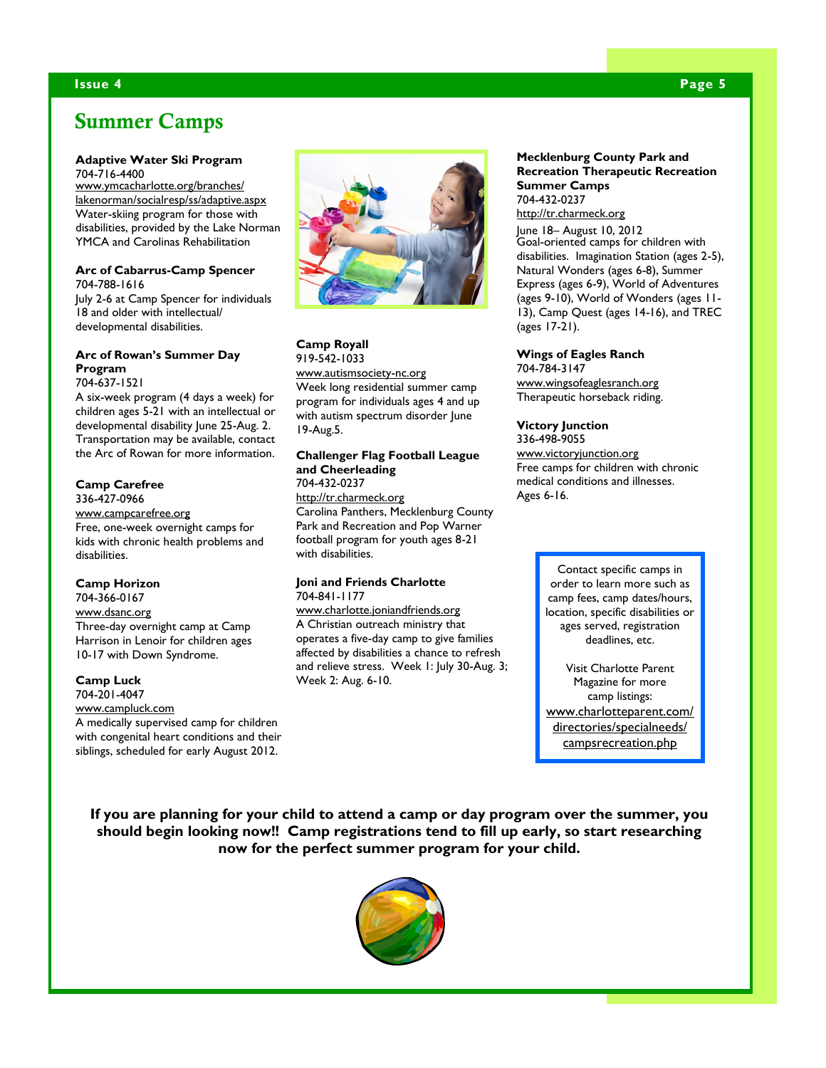# Summer Camps

**Adaptive Water Ski Program**
704-716-4400
www.ymcacharlotte.org/branches/lakenorman/socialresp/ss/adaptive.aspx
Water-skiing program for those with disabilities, provided by the Lake Norman YMCA and Carolinas Rehabilitation

**Arc of Cabarrus-Camp Spencer**
704-788-1616
July 2-6 at Camp Spencer for individuals 18 and older with intellectual/developmental disabilities.

**Arc of Rowan's Summer Day Program**
704-637-1521
A six-week program (4 days a week) for children ages 5-21 with an intellectual or developmental disability June 25-Aug. 2. Transportation may be available, contact the Arc of Rowan for more information.

**Camp Carefree**
336-427-0966
www.campcarefree.org
Free, one-week overnight camps for kids with chronic health problems and disabilities.

**Camp Horizon**
704-366-0167
www.dsanc.org
Three-day overnight camp at Camp Harrison in Lenoir for children ages 10-17 with Down Syndrome.

**Camp Luck**
704-201-4047
www.campluck.com
A medically supervised camp for children with congenital heart conditions and their siblings, scheduled for early August 2012.

**Camp Royall**
919-542-1033
www.autismsociety-nc.org
Week long residential summer camp program for individuals ages 4 and up with autism spectrum disorder June 19-Aug.5.

**Challenger Flag Football League and Cheerleading**
704-432-0237
http://tr.charmeck.org
Carolina Panthers, Mecklenburg County Park and Recreation and Pop Warner football program for youth ages 8-21 with disabilities.

**Joni and Friends Charlotte**
704-841-1177
www.charlotte.joniandfriends.org
A Christian outreach ministry that operates a five-day camp to give families affected by disabilities a chance to refresh and relieve stress. Week 1: July 30-Aug. 3; Week 2: Aug. 6-10.

**Mecklenburg County Park and Recreation Therapeutic Recreation Summer Camps**
704-432-0237
http://tr.charmeck.org
June 18– August 10, 2012
Goal-oriented camps for children with disabilities. Imagination Station (ages 2-5), Natural Wonders (ages 6-8), Summer Express (ages 6-9), World of Adventures (ages 9-10), World of Wonders (ages 11-13), Camp Quest (ages 14-16), and TREC (ages 17-21).

**Wings of Eagles Ranch**
704-784-3147
www.wingsofeaglesranch.org
Therapeutic horseback riding.

**Victory Junction**
336-498-9055
www.victoryjunction.org
Free camps for children with chronic medical conditions and illnesses. Ages 6-16.

Contact specific camps in order to learn more such as camp fees, camp dates/hours, location, specific disabilities or ages served, registration deadlines, etc.

Visit Charlotte Parent Magazine for more camp listings:
www.charlotteparent.com/directories/specialneeds/campsrecreation.php

**If you are planning for your child to attend a camp or day program over the summer, you should begin looking now!! Camp registrations tend to fill up early, so start researching now for the perfect summer program for your child.**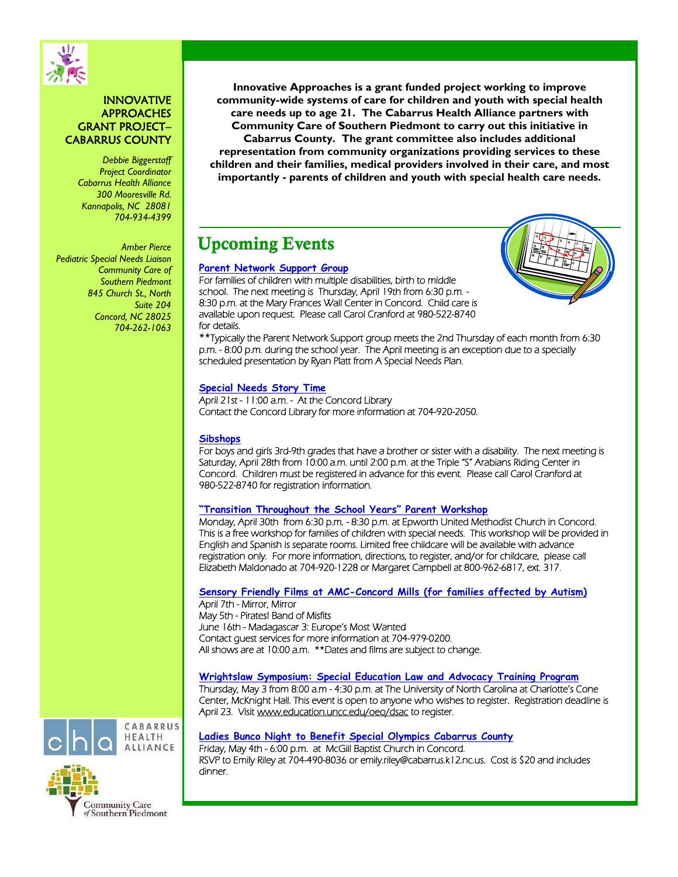## INNOVATIVE APPROACHES GRANT PROJECT– CABARRUS COUNTY

*Debbie Biggerstaff*
*Project Coordinator*
*Cabarrus Health Alliance*
*300 Mooresville Rd.*
*Kannapolis, NC 28081*
*704-934-4399*

*Amber Pierce*
*Pediatric Special Needs Liaison*
*Community Care of*
*Southern Piedmont*
*845 Church St., North*
*Suite 204*
*Concord, NC 28025*
*704-262-1063*

**Innovative Approaches is a grant funded project working to improve community-wide systems of care for children and youth with special health care needs up to age 21. The Cabarrus Health Alliance partners with Community Care of Southern Piedmont to carry out this initiative in Cabarrus County. The grant committee also includes additional representation from community organizations providing services to these children and their families, medical providers involved in their care, and most importantly - parents of children and youth with special health care needs.**

# Upcoming Events

### Parent Network Support Group

For families of children with multiple disabilities, birth to middle school. The next meeting is Thursday, April 19th from 6:30 p.m. - 8:30 p.m. at the Mary Frances Wall Center in Concord. Child care is available upon request. Please call Carol Cranford at 980-522-8740 for details.

**Typically the Parent Network Support group meets the 2nd Thursday of each month from 6:30 p.m. - 8:00 p.m. during the school year. The April meeting is an exception due to a specially scheduled presentation by Ryan Platt from A Special Needs Plan.

### Special Needs Story Time

April 21st - 11:00 a.m. - At the Concord Library
Contact the Concord Library for more information at 704-920-2050.

### Sibshops

For boys and girls 3rd-9th grades that have a brother or sister with a disability. The next meeting is Saturday, April 28th from 10:00 a.m. until 2:00 p.m. at the Triple "S" Arabians Riding Center in Concord. Children must be registered in advance for this event. Please call Carol Cranford at 980-522-8740 for registration information.

### "Transition Throughout the School Years" Parent Workshop

Monday, April 30th from 6:30 p.m. - 8:30 p.m. at Epworth United Methodist Church in Concord. This is a free workshop for families of children with special needs. This workshop will be provided in English and Spanish is separate rooms. Limited free childcare will be available with advance registration only. For more information, directions, to register, and/or for childcare, please call Elizabeth Maldonado at 704-920-1228 or Margaret Campbell at 800-962-6817, ext. 317.

### Sensory Friendly Films at AMC-Concord Mills (for families affected by Autism)

April 7th - Mirror, Mirror
May 5th - Pirates! Band of Misfits
June 16th - Madagascar 3: Europe's Most Wanted
Contact guest services for more information at 704-979-0200.
All shows are at 10:00 a.m. **Dates and films are subject to change.

### Wrightslaw Symposium: Special Education Law and Advocacy Training Program

Thursday, May 3 from 8:00 a.m - 4:30 p.m. at The University of North Carolina at Charlotte's Cone Center, McKnight Hall. This event is open to anyone who wishes to register. Registration deadline is April 23. Visit www.education.uncc.edu/oeo/dsac to register.

### Ladies Bunco Night to Benefit Special Olympics Cabarrus County

Friday, May 4th - 6:00 p.m. at McGill Baptist Church in Concord.
RSVP to Emily Riley at 704-490-8036 or emily.riley@cabarrus.k12.nc.us. Cost is $20 and includes dinner.

CABARRUS HEALTH ALLIANCE

Community Care of Southern Piedmont